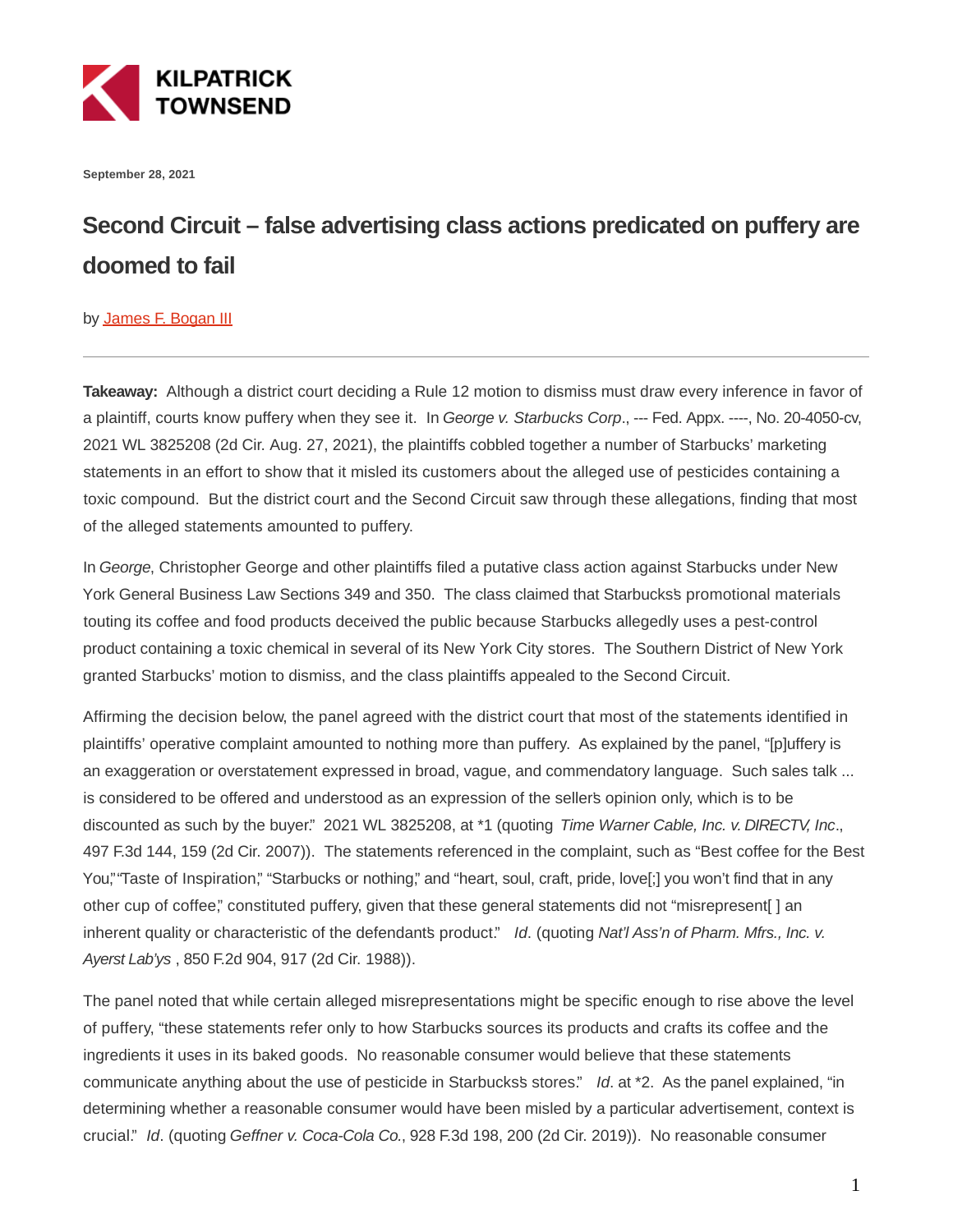KILPATRICK TOWNSEND

**September 28, 2021**

# Second Circuit – false advertising class actions predicated on puffery are doomed to fail

by James F. Bogan III

---

**Takeaway:** Although a district court deciding a Rule 12 motion to dismiss must draw every inference in favor of a plaintiff, courts know puffery when they see it. In *George v. Starbucks Corp*., --- Fed. Appx. ----, No. 20-4050-cv, 2021 WL 3825208 (2d Cir. Aug. 27, 2021), the plaintiffs cobbled together a number of Starbucks' marketing statements in an effort to show that it misled its customers about the alleged use of pesticides containing a toxic compound. But the district court and the Second Circuit saw through these allegations, finding that most of the alleged statements amounted to puffery.

In *George*, Christopher George and other plaintiffs filed a putative class action against Starbucks under New York General Business Law Sections 349 and 350. The class claimed that Starbucks's promotional materials touting its coffee and food products deceived the public because Starbucks allegedly uses a pest-control product containing a toxic chemical in several of its New York City stores. The Southern District of New York granted Starbucks' motion to dismiss, and the class plaintiffs appealed to the Second Circuit.

Affirming the decision below, the panel agreed with the district court that most of the statements identified in plaintiffs' operative complaint amounted to nothing more than puffery. As explained by the panel, "[p]uffery is an exaggeration or overstatement expressed in broad, vague, and commendatory language. Such sales talk ... is considered to be offered and understood as an expression of the seller's opinion only, which is to be discounted as such by the buyer." 2021 WL 3825208, at *1 (quoting *Time Warner Cable, Inc. v. DIRECTV, Inc*., 497 F.3d 144, 159 (2d Cir. 2007)). The statements referenced in the complaint, such as "Best coffee for the Best You," "Taste of Inspiration," "Starbucks or nothing," and "heart, soul, craft, pride, love[;] you won't find that in any other cup of coffee," constituted puffery, given that these general statements did not "misrepresent[ ] an inherent quality or characteristic of the defendant's product." *Id*. (quoting *Nat'l Ass'n of Pharm. Mfrs., Inc. v. Ayerst Lab'ys* , 850 F.2d 904, 917 (2d Cir. 1988)).

The panel noted that while certain alleged misrepresentations might be specific enough to rise above the level of puffery, "these statements refer only to how Starbucks sources its products and crafts its coffee and the ingredients it uses in its baked goods. No reasonable consumer would believe that these statements communicate anything about the use of pesticide in Starbucks's stores." *Id*. at *2. As the panel explained, "in determining whether a reasonable consumer would have been misled by a particular advertisement, context is crucial." *Id*. (quoting *Geffner v. Coca-Cola Co.*, 928 F.3d 198, 200 (2d Cir. 2019)). No reasonable consumer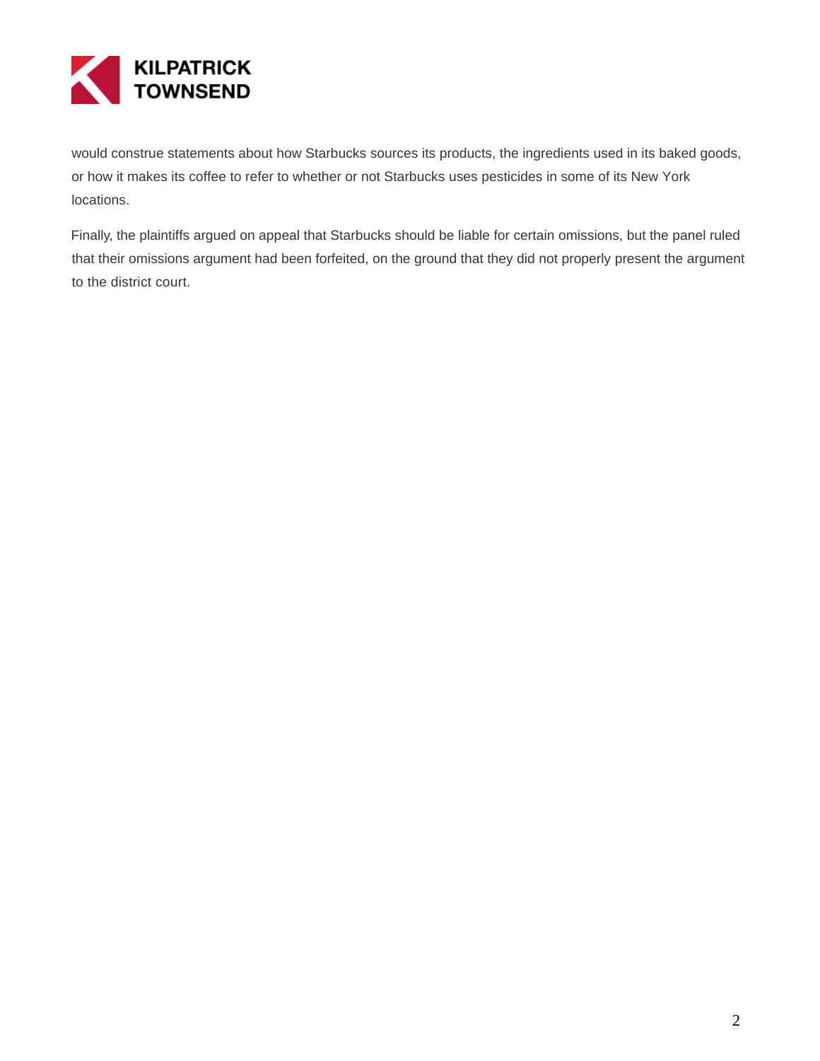would construe statements about how Starbucks sources its products, the ingredients used in its baked goods, or how it makes its coffee to refer to whether or not Starbucks uses pesticides in some of its New York locations.

Finally, the plaintiffs argued on appeal that Starbucks should be liable for certain omissions, but the panel ruled that their omissions argument had been forfeited, on the ground that they did not properly present the argument to the district court.